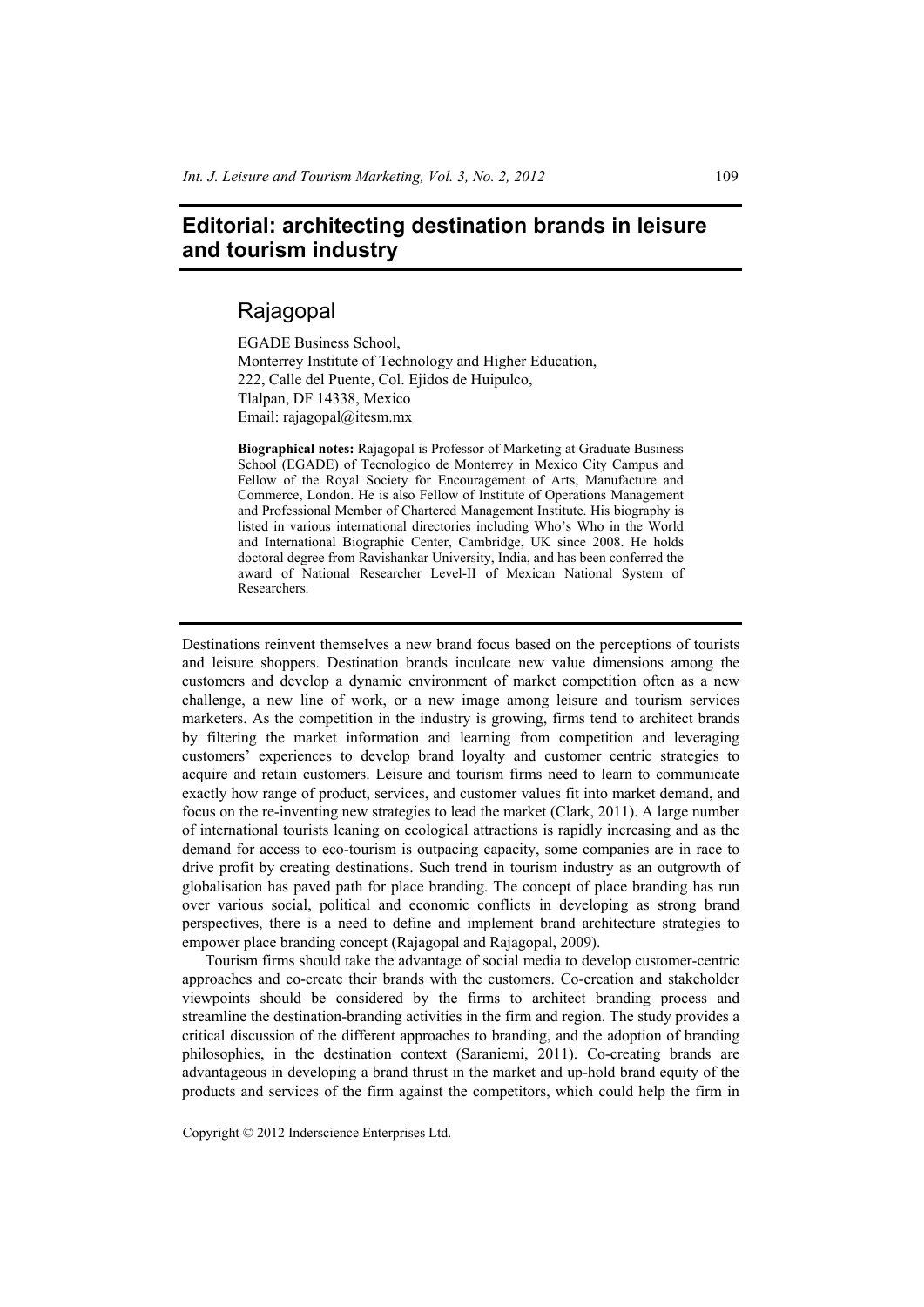# Editorial: architecting destination brands in leisure and tourism industry

## Rajagopal

EGADE Business School,
Monterrey Institute of Technology and Higher Education,
222, Calle del Puente, Col. Ejidos de Huipulco,
Tlalpan, DF 14338, Mexico
Email: rajagopal@itesm.mx

**Biographical notes:** Rajagopal is Professor of Marketing at Graduate Business School (EGADE) of Tecnologico de Monterrey in Mexico City Campus and Fellow of the Royal Society for Encouragement of Arts, Manufacture and Commerce, London. He is also Fellow of Institute of Operations Management and Professional Member of Chartered Management Institute. His biography is listed in various international directories including Who's Who in the World and International Biographic Center, Cambridge, UK since 2008. He holds doctoral degree from Ravishankar University, India, and has been conferred the award of National Researcher Level-II of Mexican National System of Researchers.

---

Destinations reinvent themselves a new brand focus based on the perceptions of tourists and leisure shoppers. Destination brands inculcate new value dimensions among the customers and develop a dynamic environment of market competition often as a new challenge, a new line of work, or a new image among leisure and tourism services marketers. As the competition in the industry is growing, firms tend to architect brands by filtering the market information and learning from competition and leveraging customers' experiences to develop brand loyalty and customer centric strategies to acquire and retain customers. Leisure and tourism firms need to learn to communicate exactly how range of product, services, and customer values fit into market demand, and focus on the re-inventing new strategies to lead the market (Clark, 2011). A large number of international tourists leaning on ecological attractions is rapidly increasing and as the demand for access to eco-tourism is outpacing capacity, some companies are in race to drive profit by creating destinations. Such trend in tourism industry as an outgrowth of globalisation has paved path for place branding. The concept of place branding has run over various social, political and economic conflicts in developing as strong brand perspectives, there is a need to define and implement brand architecture strategies to empower place branding concept (Rajagopal and Rajagopal, 2009).

Tourism firms should take the advantage of social media to develop customer-centric approaches and co-create their brands with the customers. Co-creation and stakeholder viewpoints should be considered by the firms to architect branding process and streamline the destination-branding activities in the firm and region. The study provides a critical discussion of the different approaches to branding, and the adoption of branding philosophies, in the destination context (Saraniemi, 2011). Co-creating brands are advantageous in developing a brand thrust in the market and up-hold brand equity of the products and services of the firm against the competitors, which could help the firm in

Copyright © 2012 Inderscience Enterprises Ltd.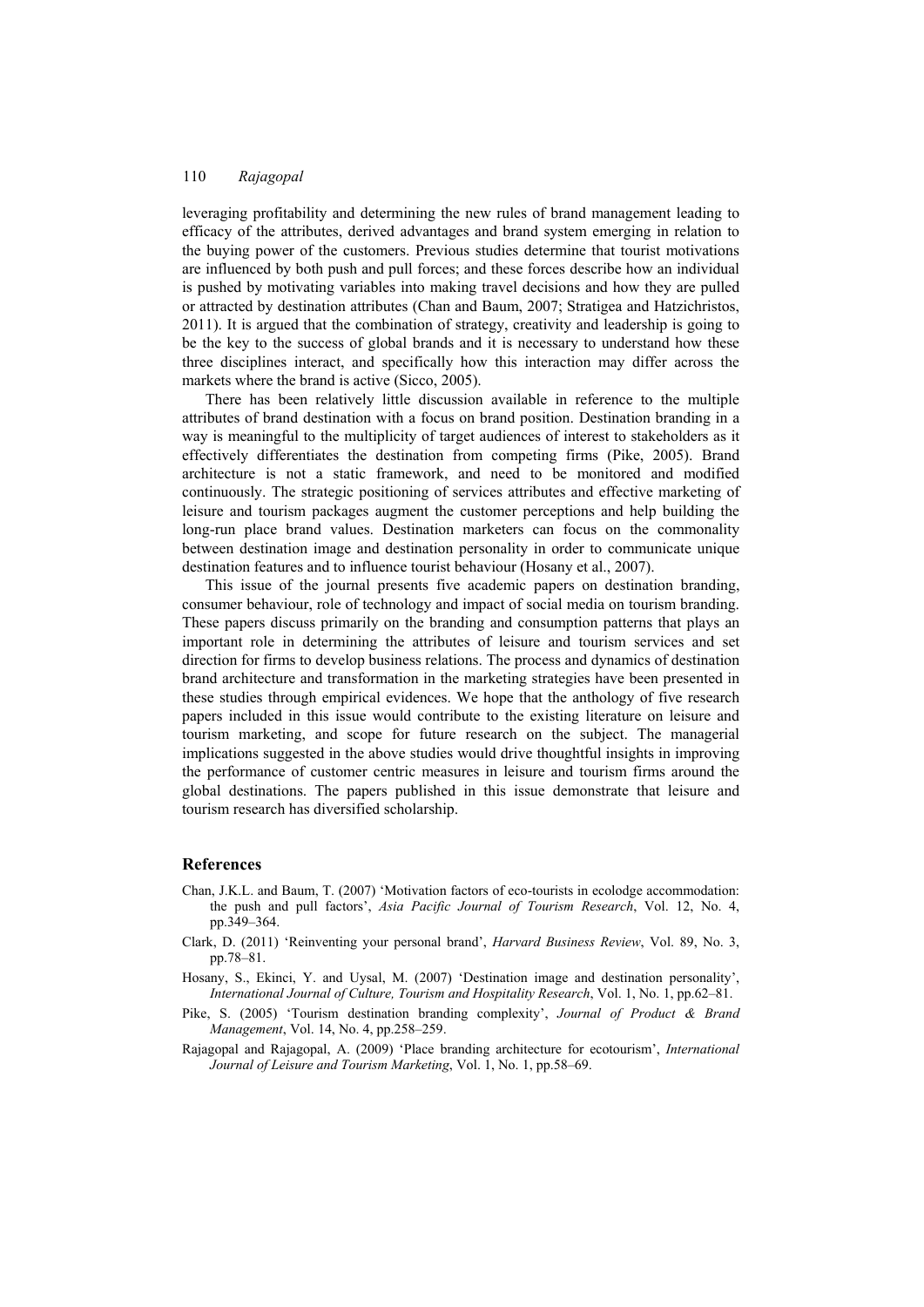leveraging profitability and determining the new rules of brand management leading to efficacy of the attributes, derived advantages and brand system emerging in relation to the buying power of the customers. Previous studies determine that tourist motivations are influenced by both push and pull forces; and these forces describe how an individual is pushed by motivating variables into making travel decisions and how they are pulled or attracted by destination attributes (Chan and Baum, 2007; Stratigea and Hatzichristos, 2011). It is argued that the combination of strategy, creativity and leadership is going to be the key to the success of global brands and it is necessary to understand how these three disciplines interact, and specifically how this interaction may differ across the markets where the brand is active (Sicco, 2005).

There has been relatively little discussion available in reference to the multiple attributes of brand destination with a focus on brand position. Destination branding in a way is meaningful to the multiplicity of target audiences of interest to stakeholders as it effectively differentiates the destination from competing firms (Pike, 2005). Brand architecture is not a static framework, and need to be monitored and modified continuously. The strategic positioning of services attributes and effective marketing of leisure and tourism packages augment the customer perceptions and help building the long-run place brand values. Destination marketers can focus on the commonality between destination image and destination personality in order to communicate unique destination features and to influence tourist behaviour (Hosany et al., 2007).

This issue of the journal presents five academic papers on destination branding, consumer behaviour, role of technology and impact of social media on tourism branding. These papers discuss primarily on the branding and consumption patterns that plays an important role in determining the attributes of leisure and tourism services and set direction for firms to develop business relations. The process and dynamics of destination brand architecture and transformation in the marketing strategies have been presented in these studies through empirical evidences. We hope that the anthology of five research papers included in this issue would contribute to the existing literature on leisure and tourism marketing, and scope for future research on the subject. The managerial implications suggested in the above studies would drive thoughtful insights in improving the performance of customer centric measures in leisure and tourism firms around the global destinations. The papers published in this issue demonstrate that leisure and tourism research has diversified scholarship.

## References

Chan, J.K.L. and Baum, T. (2007) 'Motivation factors of eco-tourists in ecolodge accommodation: the push and pull factors', *Asia Pacific Journal of Tourism Research*, Vol. 12, No. 4, pp.349–364.

Clark, D. (2011) 'Reinventing your personal brand', *Harvard Business Review*, Vol. 89, No. 3, pp.78–81.

Hosany, S., Ekinci, Y. and Uysal, M. (2007) 'Destination image and destination personality', *International Journal of Culture, Tourism and Hospitality Research*, Vol. 1, No. 1, pp.62–81.

Pike, S. (2005) 'Tourism destination branding complexity', *Journal of Product & Brand Management*, Vol. 14, No. 4, pp.258–259.

Rajagopal and Rajagopal, A. (2009) 'Place branding architecture for ecotourism', *International Journal of Leisure and Tourism Marketing*, Vol. 1, No. 1, pp.58–69.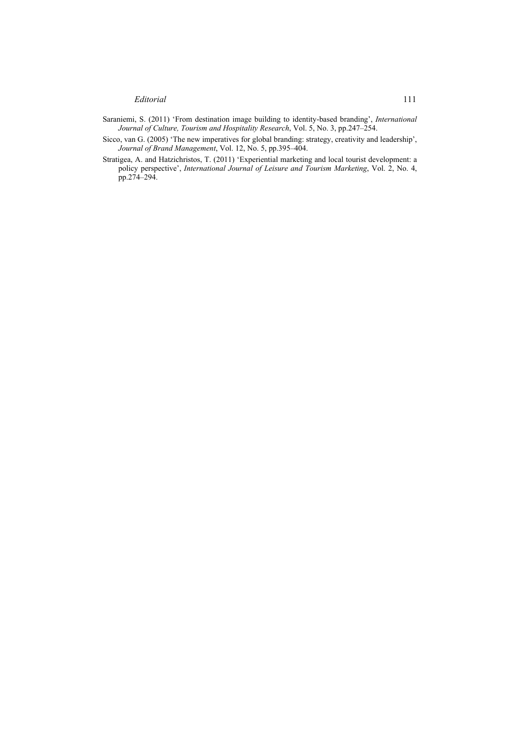Saraniemi, S. (2011) 'From destination image building to identity-based branding', *International Journal of Culture, Tourism and Hospitality Research*, Vol. 5, No. 3, pp.247–254.

Sicco, van G. (2005) 'The new imperatives for global branding: strategy, creativity and leadership', *Journal of Brand Management*, Vol. 12, No. 5, pp.395–404.

Stratigea, A. and Hatzichristos, T. (2011) 'Experiential marketing and local tourist development: a policy perspective', *International Journal of Leisure and Tourism Marketing*, Vol. 2, No. 4, pp.274–294.